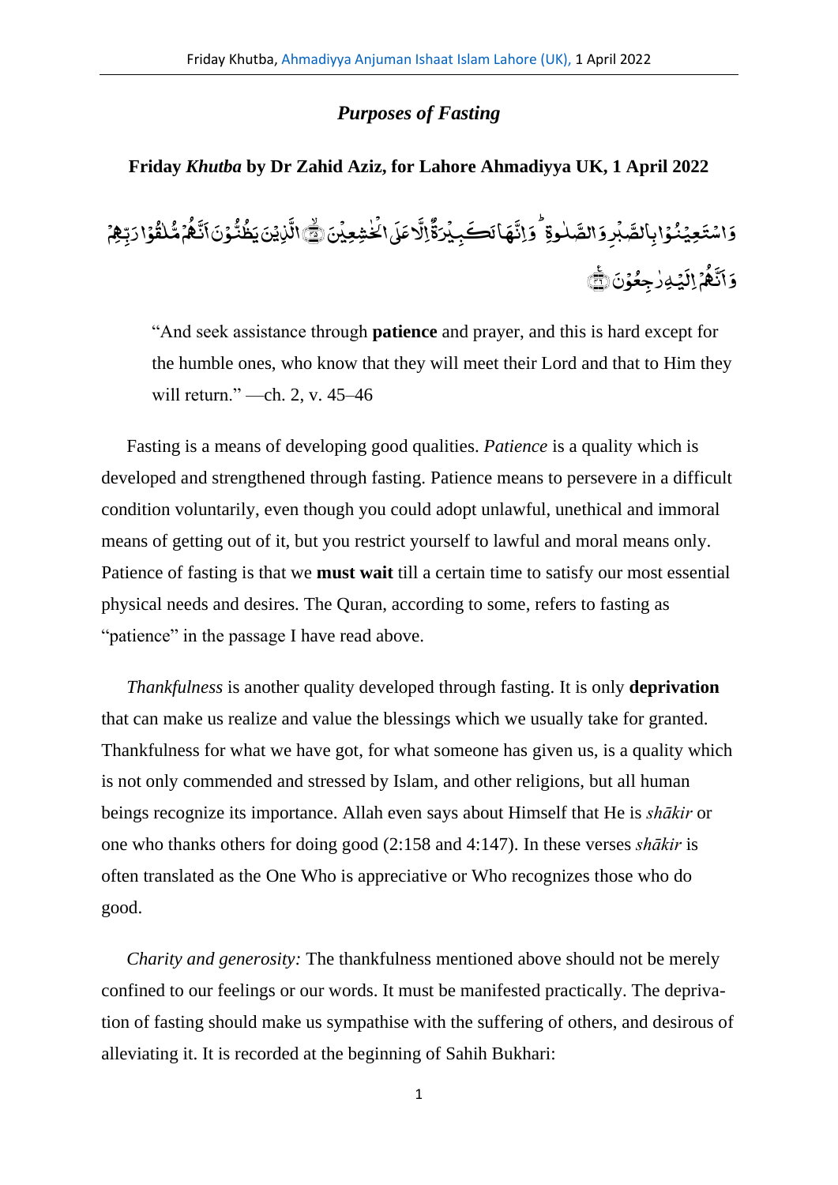# *Purposes of Fasting*

**Friday *Khutba* by Dr Zahid Aziz, for Lahore Ahmadiyya UK, 1 April 2022**

وَاسْتَعِيْنُوْا بِالصَّبْرِ وَالصَّلٰوةِ ۭ وَاِنَّهَا لَكَبِيْرَةٌ اِلَّا عَلَى الْخٰشِعِيْنَ ۝ الَّذِيْنَ يَظُنُّوْنَ اَنَّھُمْ مُّلٰقُوْا رَبِّهِمْ وَاَنَّھُمْ اِلَيْهِ رٰجِعُوْنَ ۝

> "And seek assistance through **patience** and prayer, and this is hard except for the humble ones, who know that they will meet their Lord and that to Him they will return." —ch. 2, v. 45–46

Fasting is a means of developing good qualities. *Patience* is a quality which is developed and strengthened through fasting. Patience means to persevere in a difficult condition voluntarily, even though you could adopt unlawful, unethical and immoral means of getting out of it, but you restrict yourself to lawful and moral means only. Patience of fasting is that we **must wait** till a certain time to satisfy our most essential physical needs and desires. The Quran, according to some, refers to fasting as "patience" in the passage I have read above.

*Thankfulness* is another quality developed through fasting. It is only **deprivation** that can make us realize and value the blessings which we usually take for granted. Thankfulness for what we have got, for what someone has given us, is a quality which is not only commended and stressed by Islam, and other religions, but all human beings recognize its importance. Allah even says about Himself that He is *shākir* or one who thanks others for doing good (2:158 and 4:147). In these verses *shākir* is often translated as the One Who is appreciative or Who recognizes those who do good.

*Charity and generosity:* The thankfulness mentioned above should not be merely confined to our feelings or our words. It must be manifested practically. The deprivation of fasting should make us sympathise with the suffering of others, and desirous of alleviating it. It is recorded at the beginning of Sahih Bukhari: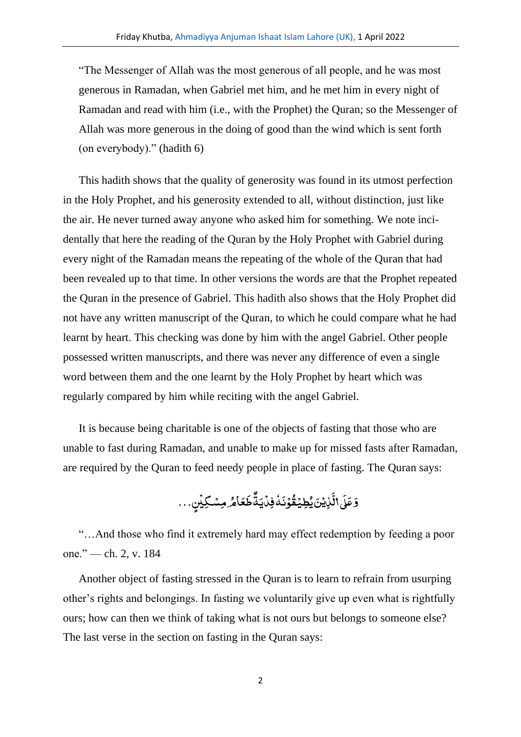"The Messenger of Allah was the most generous of all people, and he was most generous in Ramadan, when Gabriel met him, and he met him in every night of Ramadan and read with him (i.e., with the Prophet) the Quran; so the Messenger of Allah was more generous in the doing of good than the wind which is sent forth (on everybody)." (hadith 6)

This hadith shows that the quality of generosity was found in its utmost perfection in the Holy Prophet, and his generosity extended to all, without distinction, just like the air. He never turned away anyone who asked him for something. We note incidentally that here the reading of the Quran by the Holy Prophet with Gabriel during every night of the Ramadan means the repeating of the whole of the Quran that had been revealed up to that time. In other versions the words are that the Prophet repeated the Quran in the presence of Gabriel. This hadith also shows that the Holy Prophet did not have any written manuscript of the Quran, to which he could compare what he had learnt by heart. This checking was done by him with the angel Gabriel. Other people possessed written manuscripts, and there was never any difference of even a single word between them and the one learnt by the Holy Prophet by heart which was regularly compared by him while reciting with the angel Gabriel.

It is because being charitable is one of the objects of fasting that those who are unable to fast during Ramadan, and unable to make up for missed fasts after Ramadan, are required by the Quran to feed needy people in place of fasting. The Quran says:

وَعَلَى الَّذِيْنَ يُطِيْقُوْنَهٗ فِدْيَةٌ طَعَامُ مِسْكِيْنٍ...

"…And those who find it extremely hard may effect redemption by feeding a poor one." — ch. 2, v. 184

Another object of fasting stressed in the Quran is to learn to refrain from usurping other's rights and belongings. In fasting we voluntarily give up even what is rightfully ours; how can then we think of taking what is not ours but belongs to someone else? The last verse in the section on fasting in the Quran says: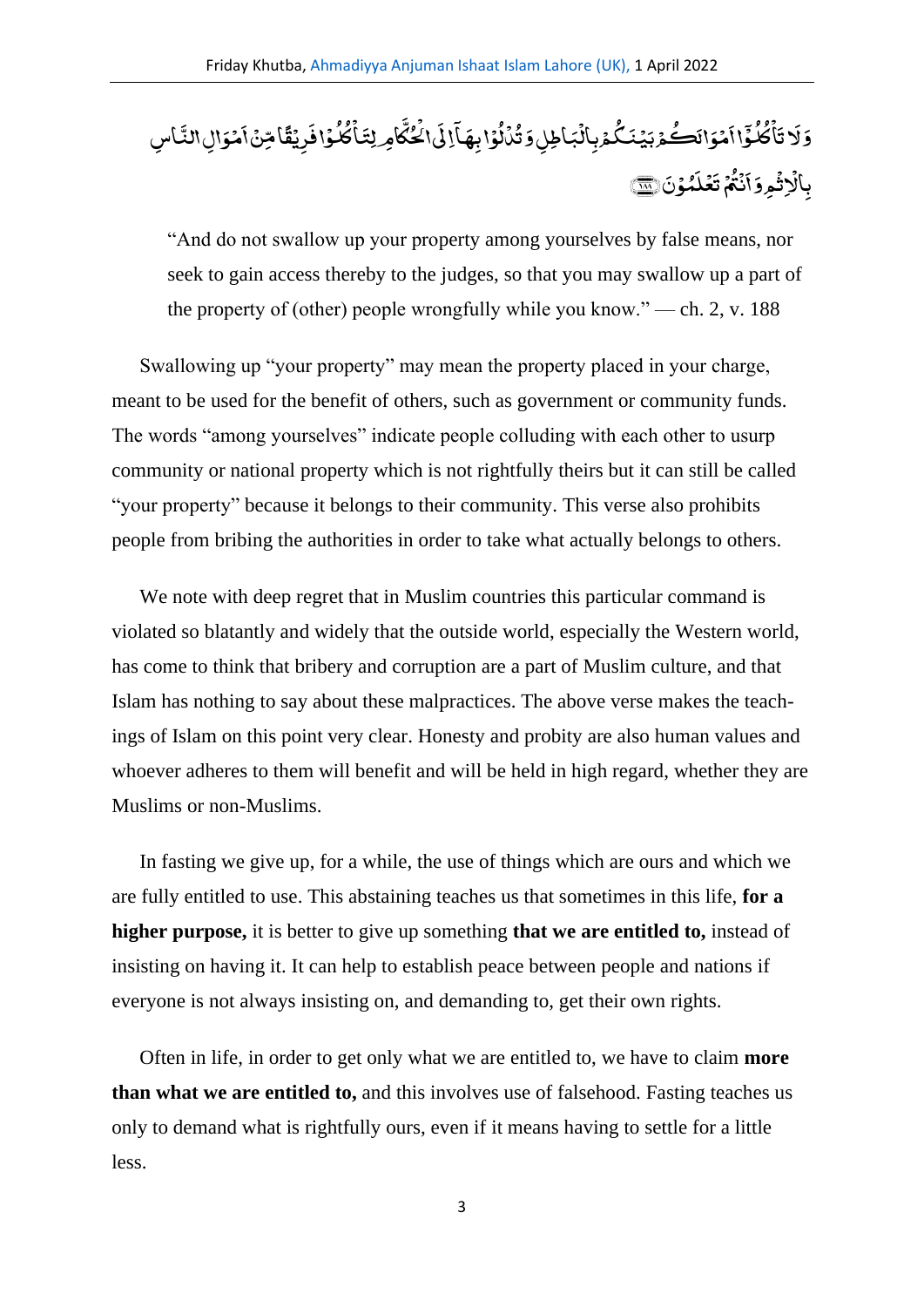وَلَا تَأْكُلُوْٓا اَمْوَالَكُمْ بَيْنَكُمْ بِالْبَاطِلِ وَتُدْلُوْا بِهَآ اِلَى الْحُكَّامِ لِتَاْكُلُوْا فَرِيْقًا مِّنْ اَمْوَالِ النَّاسِ بِالْاِثْمِ وَاَنْتُمْ تَعْلَمُوْنَ ﴿۱۸۸﴾

> "And do not swallow up your property among yourselves by false means, nor seek to gain access thereby to the judges, so that you may swallow up a part of the property of (other) people wrongfully while you know." — ch. 2, v. 188

Swallowing up "your property" may mean the property placed in your charge, meant to be used for the benefit of others, such as government or community funds. The words "among yourselves" indicate people colluding with each other to usurp community or national property which is not rightfully theirs but it can still be called "your property" because it belongs to their community. This verse also prohibits people from bribing the authorities in order to take what actually belongs to others.

We note with deep regret that in Muslim countries this particular command is violated so blatantly and widely that the outside world, especially the Western world, has come to think that bribery and corruption are a part of Muslim culture, and that Islam has nothing to say about these malpractices. The above verse makes the teachings of Islam on this point very clear. Honesty and probity are also human values and whoever adheres to them will benefit and will be held in high regard, whether they are Muslims or non-Muslims.

In fasting we give up, for a while, the use of things which are ours and which we are fully entitled to use. This abstaining teaches us that sometimes in this life, **for a higher purpose,** it is better to give up something **that we are entitled to,** instead of insisting on having it. It can help to establish peace between people and nations if everyone is not always insisting on, and demanding to, get their own rights.

Often in life, in order to get only what we are entitled to, we have to claim **more than what we are entitled to,** and this involves use of falsehood. Fasting teaches us only to demand what is rightfully ours, even if it means having to settle for a little less.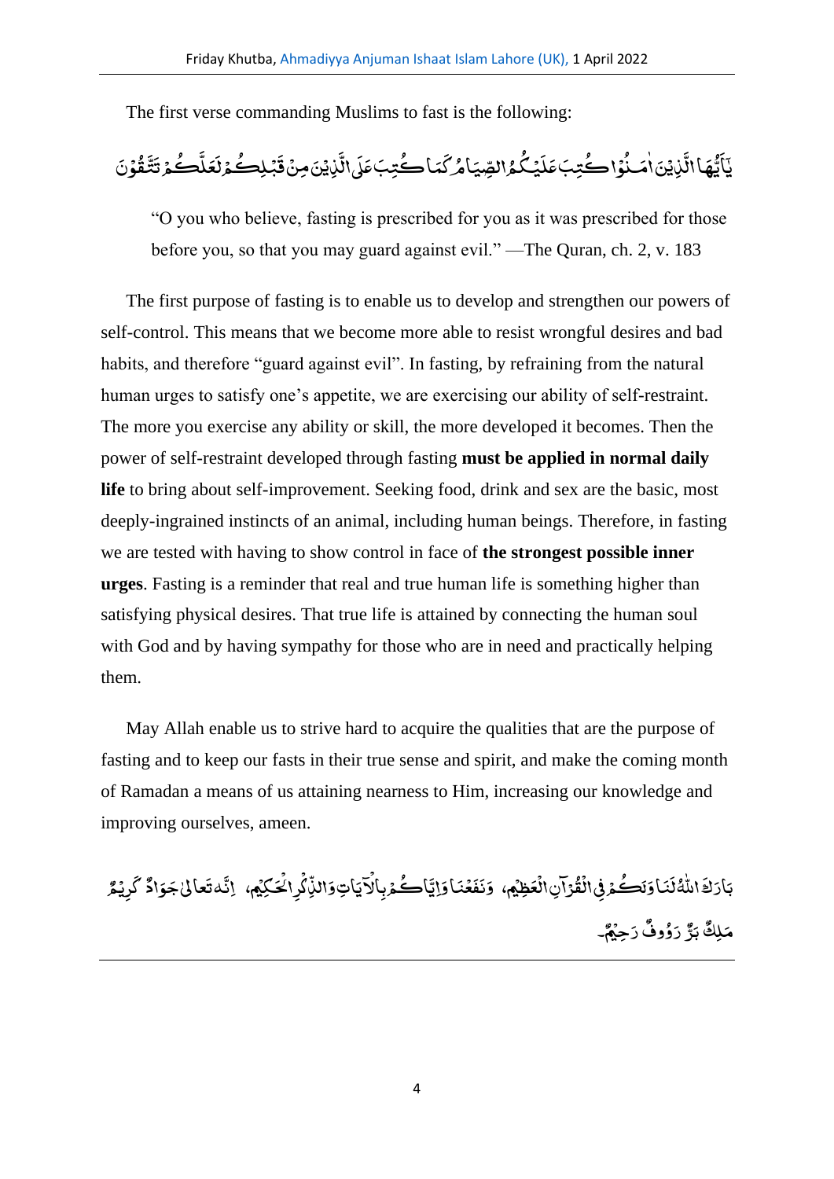The first verse commanding Muslims to fast is the following:

يٰۤاَيُّهَا الَّذِيۡنَ اٰمَنُوۡا كُتِبَ عَلَيۡکُمُ الصِّيَامُ کَمَا كُتِبَ عَلَى الَّذِيۡنَ مِنۡ قَبۡلِکُمۡ لَعَلَّكُمۡ تَتَّقُوۡنَ

> "O you who believe, fasting is prescribed for you as it was prescribed for those before you, so that you may guard against evil." —The Quran, ch. 2, v. 183

The first purpose of fasting is to enable us to develop and strengthen our powers of self-control. This means that we become more able to resist wrongful desires and bad habits, and therefore "guard against evil". In fasting, by refraining from the natural human urges to satisfy one's appetite, we are exercising our ability of self-restraint. The more you exercise any ability or skill, the more developed it becomes. Then the power of self-restraint developed through fasting **must be applied in normal daily life** to bring about self-improvement. Seeking food, drink and sex are the basic, most deeply-ingrained instincts of an animal, including human beings. Therefore, in fasting we are tested with having to show control in face of **the strongest possible inner urges**. Fasting is a reminder that real and true human life is something higher than satisfying physical desires. That true life is attained by connecting the human soul with God and by having sympathy for those who are in need and practically helping them.

May Allah enable us to strive hard to acquire the qualities that are the purpose of fasting and to keep our fasts in their true sense and spirit, and make the coming month of Ramadan a means of us attaining nearness to Him, increasing our knowledge and improving ourselves, ameen.

بَارَكَ اللّٰهُ لَنَا وَلَكُمْ فِي الْقُرْآنِ الْعَظِيْمِ، وَنَفَعَنَا وَإِيَّاكُمْ بِالْآيَاتِ وَالذِّكْرِ الْحَكِيْمِ، إِنَّهٗ تَعَالٰى جَوَادٌ كَرِيْمٌ مَلِكٌ بَرٌّ رَؤُوفٌ رَحِيْمٌ۔